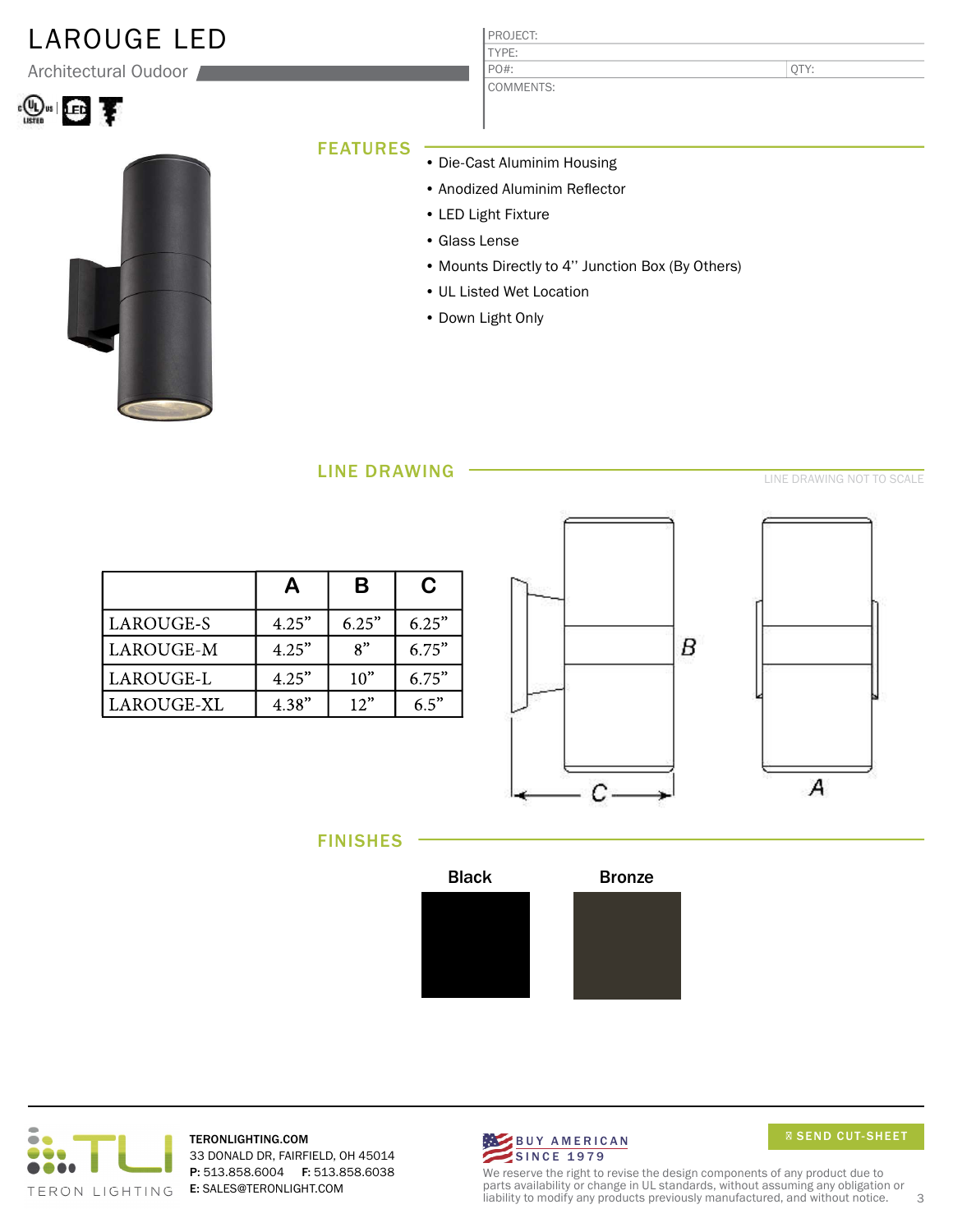# LAROUGE LED

Architectural Oudoor

| PROJECT: | |
|---|---|
| TYPE: | |
| PO#: | QTY: |
| COMMENTS: | |

## FEATURES

- Die-Cast Aluminim Housing
- Anodized Aluminim Reflector
- LED Light Fixture
- Glass Lense
- Mounts Directly to 4'' Junction Box (By Others)
- UL Listed Wet Location
- Down Light Only

## LINE DRAWING

LINE DRAWING NOT TO SCALE

| | A | B | C |
|---|---|---|---|
| LAROUGE-S | 4.25" | 6.25" | 6.25" |
| LAROUGE-M | 4.25" | 8" | 6.75" |
| LAROUGE-L | 4.25" | 10" | 6.75" |
| LAROUGE-XL | 4.38" | 12" | 6.5" |

B

C

A

## FINISHES

Black

Bronze

TERON LIGHTING

TERONLIGHTING.COM
33 DONALD DR, FAIRFIELD, OH 45014
**P:** 513.858.6004 **F:** 513.858.6038
**E:** SALES@TERONLIGHT.COM

BUY AMERICAN SINCE 1979

SEND CUT-SHEET

We reserve the right to revise the design components of any product due to parts availability or change in UL standards, without assuming any obligation or liability to modify any products previously manufactured, and without notice.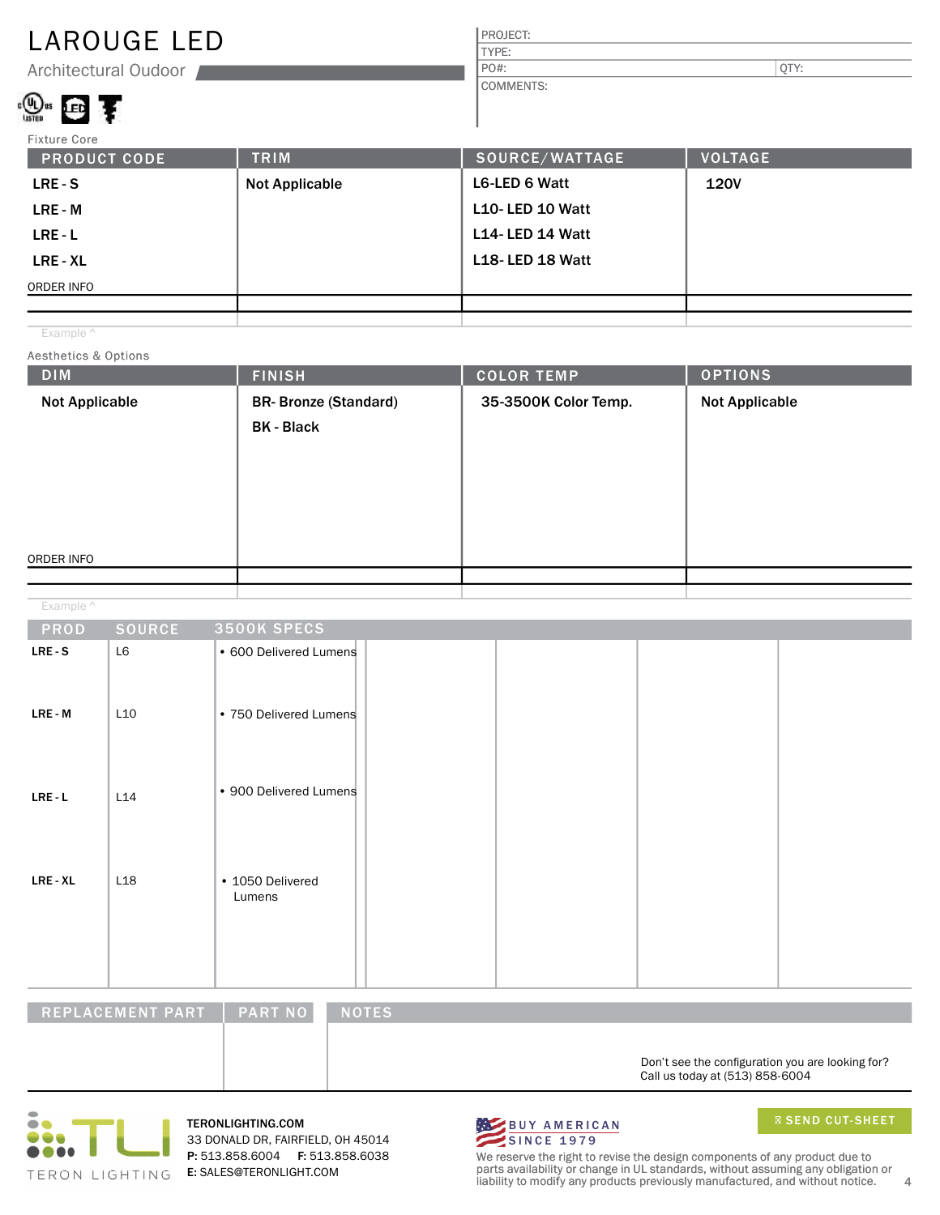# LAROUGE LED

Architectural Oudoor

| PROJECT: | |
|---|---|
| TYPE: | |
| PO#: | QTY: |
| COMMENTS: | |

Fixture Core

| PRODUCT CODE | TRIM | SOURCE/WATTAGE | VOLTAGE |
|---|---|---|---|
| LRE - S | Not Applicable | L6-LED 6 Watt | 120V |
| LRE - M | | L10- LED 10 Watt | |
| LRE - L | | L14- LED 14 Watt | |
| LRE - XL | | L18- LED 18 Watt | |

ORDER INFO

Example ^

Aesthetics & Options

| DIM | FINISH | COLOR TEMP | OPTIONS |
|---|---|---|---|
| Not Applicable | BR- Bronze (Standard) | 35-3500K Color Temp. | Not Applicable |
| | BK - Black | | |

ORDER INFO

Example ^

| PROD | SOURCE | 3500K SPECS |
|---|---|---|
| LRE - S | L6 | • 600 Delivered Lumens |
| LRE - M | L10 | • 750 Delivered Lumens |
| LRE - L | L14 | • 900 Delivered Lumens |
| LRE - XL | L18 | • 1050 Delivered Lumens |

| REPLACEMENT PART | PART NO | NOTES |
|---|---|---|
| | | |

Don't see the configuration you are looking for?
Call us today at (513) 858-6004

TERON LIGHTING

TERONLIGHTING.COM
33 DONALD DR, FAIRFIELD, OH 45014
**P:** 513.858.6004 **F:** 513.858.6038
**E:** SALES@TERONLIGHT.COM

BUY AMERICAN
SINCE 1979

SEND CUT-SHEET

We reserve the right to revise the design components of any product due to parts availability or change in UL standards, without assuming any obligation or liability to modify any products previously manufactured, and without notice.